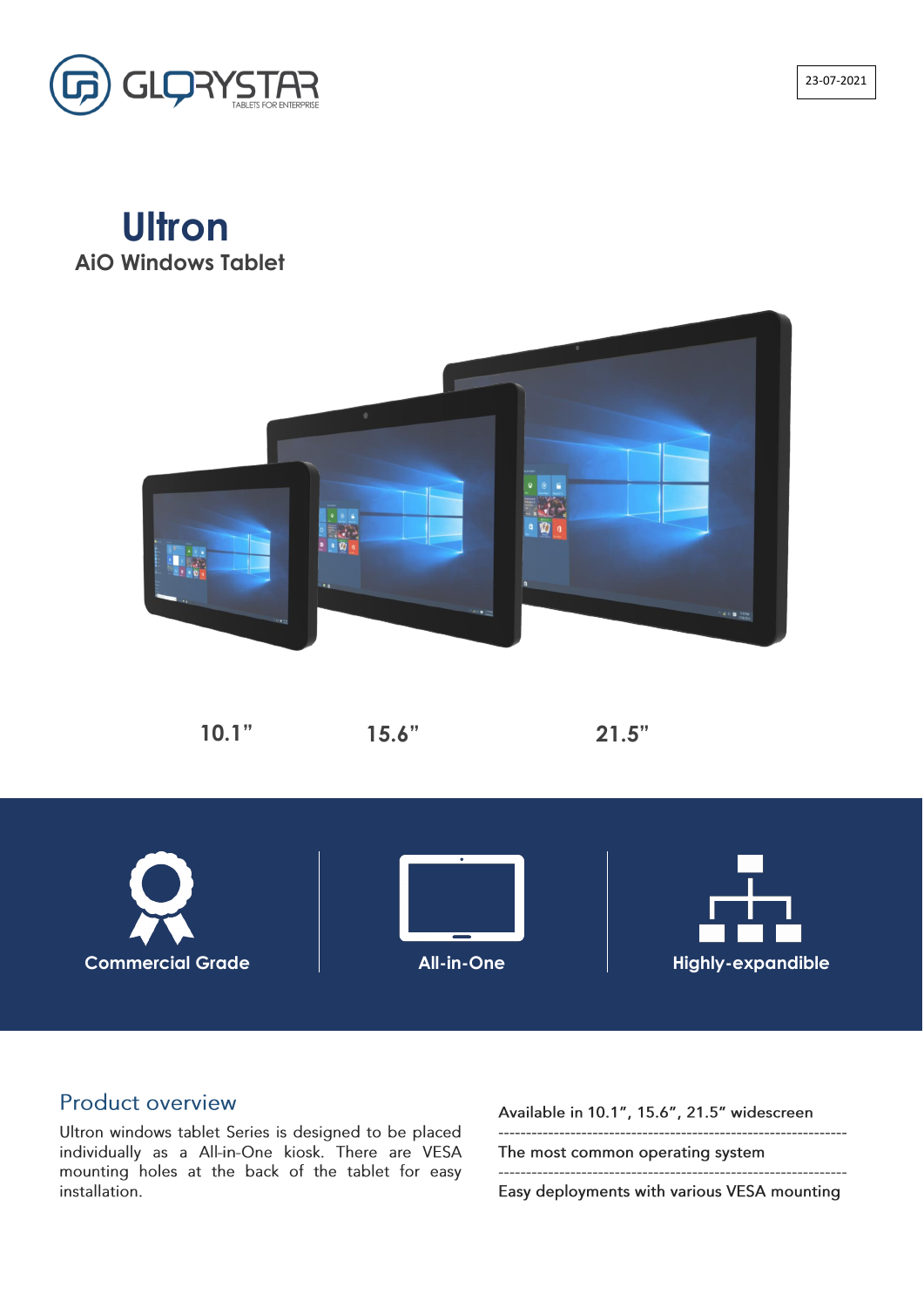GLORYSTAR
TABLETS FOR ENTERPRISE

23-07-2021

# Ultron

## AiO Windows Tablet

10.1”  15.6”  21.5”

**Commercial Grade** | **All-in-One** | **Highly-expandible**

## Product overview

Ultron windows tablet Series is designed to be placed individually as a All-in-One kiosk. There are VESA mounting holes at the back of the tablet for easy installation.

Available in 10.1”, 15.6”, 21.5” widescreen

---

The most common operating system

---

Easy deployments with various VESA mounting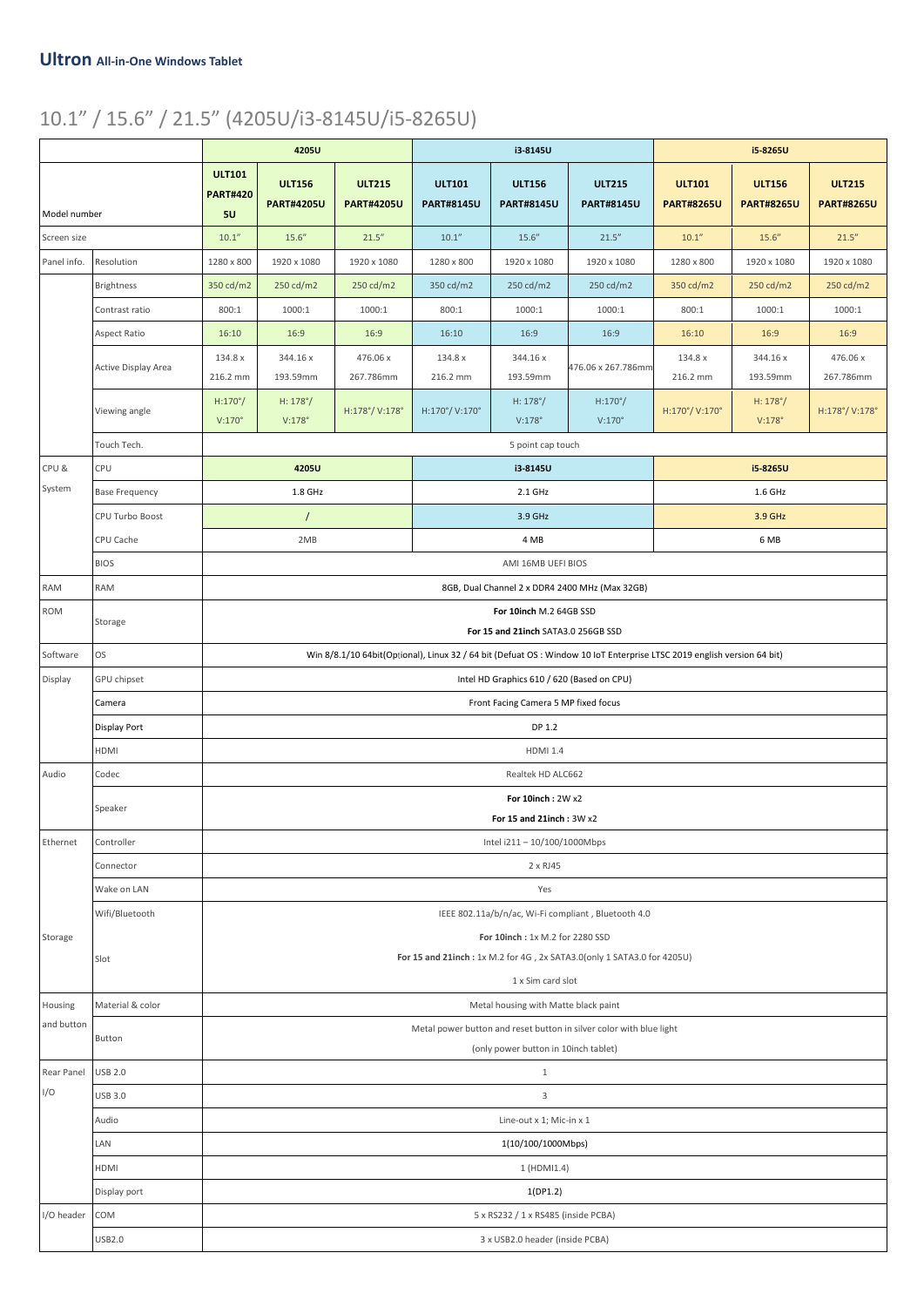## Ultron All-in-One Windows Tablet

# 10.1" / 15.6" / 21.5" (4205U/i3-8145U/i5-8265U)

| | | 4205U | | | i3-8145U | | | i5-8265U | | |
|---|---|---|---|---|---|---|---|---|---|---|
| Model number | | ULT101 PART#4205U | ULT156 PART#4205U | ULT215 PART#4205U | ULT101 PART#8145U | ULT156 PART#8145U | ULT215 PART#8145U | ULT101 PART#8265U | ULT156 PART#8265U | ULT215 PART#8265U |
| Screen size | | 10.1" | 15.6" | 21.5" | 10.1" | 15.6" | 21.5" | 10.1" | 15.6" | 21.5" |
| Panel info. | Resolution | 1280 x 800 | 1920 x 1080 | 1920 x 1080 | 1280 x 800 | 1920 x 1080 | 1920 x 1080 | 1280 x 800 | 1920 x 1080 | 1920 x 1080 |
| | Brightness | 350 cd/m2 | 250 cd/m2 | 250 cd/m2 | 350 cd/m2 | 250 cd/m2 | 250 cd/m2 | 350 cd/m2 | 250 cd/m2 | 250 cd/m2 |
| | Contrast ratio | 800:1 | 1000:1 | 1000:1 | 800:1 | 1000:1 | 1000:1 | 800:1 | 1000:1 | 1000:1 |
| | Aspect Ratio | 16:10 | 16:9 | 16:9 | 16:10 | 16:9 | 16:9 | 16:10 | 16:9 | 16:9 |
| | Active Display Area | 134.8 x 216.2 mm | 344.16 x 193.59mm | 476.06 x 267.786mm | 134.8 x 216.2 mm | 344.16 x 193.59mm | 476.06 x 267.786mm | 134.8 x 216.2 mm | 344.16 x 193.59mm | 476.06 x 267.786mm |
| | Viewing angle | H:170°/ V:170° | H: 178°/ V:178° | H:178°/ V:178° | H:170°/ V:170° | H: 178°/ V:178° | H:170°/ V:170° | H:170°/ V:170° | H: 178°/ V:178° | H:178°/ V:178° |
| | Touch Tech. | 5 point cap touch | | | | | | | | |
| CPU & System | CPU | 4205U | | | i3-8145U | | | i5-8265U | | |
| | Base Frequency | 1.8 GHz | | | 2.1 GHz | | | 1.6 GHz | | |
| | CPU Turbo Boost | / | | | 3.9 GHz | | | 3.9 GHz | | |
| | CPU Cache | 2MB | | | 4 MB | | | 6 MB | | |
| | BIOS | AMI 16MB UEFI BIOS | | | | | | | | |
| RAM | RAM | 8GB, Dual Channel 2 x DDR4 2400 MHz (Max 32GB) | | | | | | | | |
| ROM | Storage | **For 10inch** M.2 64GB SSD<br>**For 15 and 21inch** SATA3.0 256GB SSD | | | | | | | | |
| Software | OS | Win 8/8.1/10 64bit(Optional), Linux 32 / 64 bit (Defuat OS : Window 10 IoT Enterprise LTSC 2019 english version 64 bit) | | | | | | | | |
| Display | GPU chipset | Intel HD Graphics 610 / 620 (Based on CPU) | | | | | | | | |
| | Camera | Front Facing Camera 5 MP fixed focus | | | | | | | | |
| | Display Port | DP 1.2 | | | | | | | | |
| | HDMI | HDMI 1.4 | | | | | | | | |
| Audio | Codec | Realtek HD ALC662 | | | | | | | | |
| | Speaker | **For 10inch :** 2W x2<br>**For 15 and 21inch :** 3W x2 | | | | | | | | |
| Ethernet | Controller | Intel i211 – 10/100/1000Mbps | | | | | | | | |
| | Connector | 2 x RJ45 | | | | | | | | |
| | Wake on LAN | Yes | | | | | | | | |
| Storage | Wifi/Bluetooth | IEEE 802.11a/b/n/ac, Wi-Fi compliant , Bluetooth 4.0 | | | | | | | | |
| | Slot | **For 10inch :** 1x M.2 for 2280 SSD<br>**For 15 and 21inch :** 1x M.2 for 4G , 2x SATA3.0(only 1 SATA3.0 for 4205U)<br>1 x Sim card slot | | | | | | | | |
| Housing and button | Material & color | Metal housing with Matte black paint | | | | | | | | |
| | Button | Metal power button and reset button in silver color with blue light<br>(only power button in 10inch tablet) | | | | | | | | |
| Rear Panel I/O | USB 2.0 | 1 | | | | | | | | |
| | USB 3.0 | 3 | | | | | | | | |
| | Audio | Line-out x 1; Mic-in x 1 | | | | | | | | |
| | LAN | 1(10/100/1000Mbps) | | | | | | | | |
| | HDMI | 1 (HDMI1.4) | | | | | | | | |
| | Display port | 1(DP1.2) | | | | | | | | |
| I/O header | COM | 5 x RS232 / 1 x RS485 (inside PCBA) | | | | | | | | |
| | USB2.0 | 3 x USB2.0 header (inside PCBA) | | | | | | | | |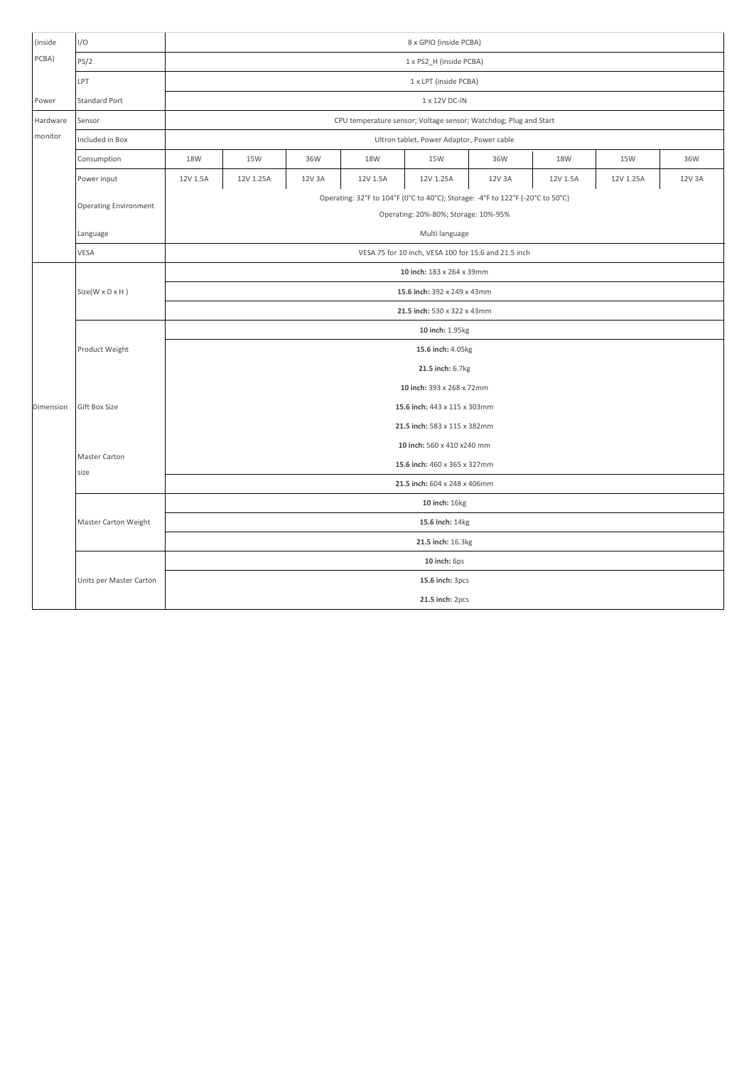| (inside PCBA) | I/O | 8 x GPIO (inside PCBA) | | | | | | | | |
|---|---|---|---|---|---|---|---|---|---|---|
| | PS/2 | 1 x PS2_H (inside PCBA) | | | | | | | | |
| | LPT | 1 x LPT (inside PCBA) | | | | | | | | |
| Power | Standard Port | 1 x 12V DC-IN | | | | | | | | |
| Hardware monitor | Sensor | CPU temperature sensor; Voltage sensor; Watchdog; Plug and Start | | | | | | | | |
| | Included in Box | Ultron tablet, Power Adaptor, Power cable | | | | | | | | |
| | Consumption | 18W | 15W | 36W | 18W | 15W | 36W | 18W | 15W | 36W |
| | Power input | 12V 1.5A | 12V 1.25A | 12V 3A | 12V 1.5A | 12V 1.25A | 12V 3A | 12V 1.5A | 12V 1.25A | 12V 3A |
| | Operating Environment | Operating: 32°F to 104°F (0°C to 40°C); Storage: -4°F to 122°F (-20°C to 50°C)<br>Operating: 20%-80%; Storage: 10%-95% | | | | | | | | |
| | Language | Multi language | | | | | | | | |
| | VESA | VESA 75 for 10 inch, VESA 100 for 15.6 and 21.5 inch | | | | | | | | |
| Dimension | Size(W x D x H ) | **10 inch:** 183 x 264 x 39mm | | | | | | | | |
| | | **15.6 inch:** 392 x 249 x 43mm | | | | | | | | |
| | | **21.5 inch:** 530 x 322 x 43mm | | | | | | | | |
| | Product Weight | **10 inch:** 1.95kg | | | | | | | | |
| | | **15.6 inch:** 4.05kg | | | | | | | | |
| | | **21.5 inch:** 6.7kg | | | | | | | | |
| | Gift Box Size | **10 inch:** 393 x 268 x 72mm | | | | | | | | |
| | | **15.6 inch:** 443 x 115 x 303mm | | | | | | | | |
| | | **21.5 inch:** 583 x 115 x 382mm | | | | | | | | |
| | Master Carton size | **10 inch:** 560 x 410 x240 mm | | | | | | | | |
| | | **15.6 inch:** 460 x 365 x 327mm | | | | | | | | |
| | | **21.5 inch:** 604 x 248 x 406mm | | | | | | | | |
| | Master Carton Weight | **10 inch:** 16kg | | | | | | | | |
| | | **15.6 inch:** 14kg | | | | | | | | |
| | | **21.5 inch:** 16.3kg | | | | | | | | |
| | Units per Master Carton | **10 inch:** 6ps | | | | | | | | |
| | | **15.6 inch:** 3pcs | | | | | | | | |
| | | **21.5 inch:** 2pcs | | | | | | | | |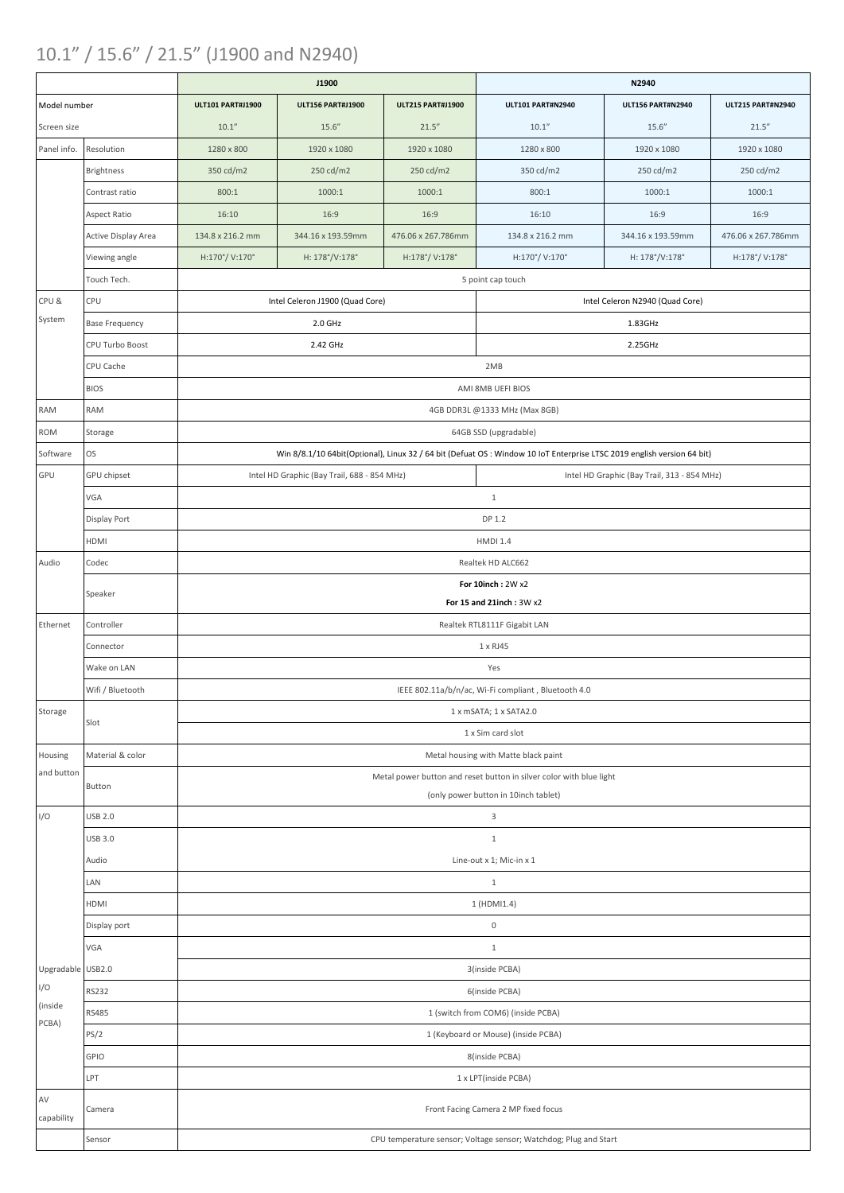# 10.1" / 15.6" / 21.5" (J1900 and N2940)

| | | J1900 | | | N2940 | | |
|---|---|---|---|---|---|---|---|
| Model number | | ULT101 PART#J1900 | ULT156 PART#J1900 | ULT215 PART#J1900 | ULT101 PART#N2940 | ULT156 PART#N2940 | ULT215 PART#N2940 |
| Screen size | | 10.1" | 15.6" | 21.5" | 10.1" | 15.6" | 21.5" |
| Panel info. | Resolution | 1280 x 800 | 1920 x 1080 | 1920 x 1080 | 1280 x 800 | 1920 x 1080 | 1920 x 1080 |
| | Brightness | 350 cd/m2 | 250 cd/m2 | 250 cd/m2 | 350 cd/m2 | 250 cd/m2 | 250 cd/m2 |
| | Contrast ratio | 800:1 | 1000:1 | 1000:1 | 800:1 | 1000:1 | 1000:1 |
| | Aspect Ratio | 16:10 | 16:9 | 16:9 | 16:10 | 16:9 | 16:9 |
| | Active Display Area | 134.8 x 216.2 mm | 344.16 x 193.59mm | 476.06 x 267.786mm | 134.8 x 216.2 mm | 344.16 x 193.59mm | 476.06 x 267.786mm |
| | Viewing angle | H:170°/ V:170° | H: 178°/V:178° | H:178°/ V:178° | H:170°/ V:170° | H: 178°/V:178° | H:178°/ V:178° |
| | Touch Tech. | 5 point cap touch | | | | | |
| CPU & System | CPU | Intel Celeron J1900 (Quad Core) | | | Intel Celeron N2940 (Quad Core) | | |
| | Base Frequency | 2.0 GHz | | | 1.83GHz | | |
| | CPU Turbo Boost | 2.42 GHz | | | 2.25GHz | | |
| | CPU Cache | 2MB | | | | | |
| | BIOS | AMI 8MB UEFI BIOS | | | | | |
| RAM | RAM | 4GB DDR3L @1333 MHz (Max 8GB) | | | | | |
| ROM | Storage | 64GB SSD (upgradable) | | | | | |
| Software | OS | Win 8/8.1/10 64bit(Optional), Linux 32 / 64 bit (Defuat OS : Window 10 IoT Enterprise LTSC 2019 english version 64 bit) | | | | | |
| GPU | GPU chipset | Intel HD Graphic (Bay Trail, 688 - 854 MHz) | | | Intel HD Graphic (Bay Trail, 313 - 854 MHz) | | |
| | VGA | 1 | | | | | |
| | Display Port | DP 1.2 | | | | | |
| | HDMI | HMDI 1.4 | | | | | |
| Audio | Codec | Realtek HD ALC662 | | | | | |
| | Speaker | **For 10inch :** 2W x2<br>**For 15 and 21inch :** 3W x2 | | | | | |
| Ethernet | Controller | Realtek RTL8111F Gigabit LAN | | | | | |
| | Connector | 1 x RJ45 | | | | | |
| | Wake on LAN | Yes | | | | | |
| | Wifi / Bluetooth | IEEE 802.11a/b/n/ac, Wi-Fi compliant , Bluetooth 4.0 | | | | | |
| Storage | Slot | 1 x mSATA; 1 x SATA2.0<br>1 x Sim card slot | | | | | |
| Housing and button | Material & color | Metal housing with Matte black paint | | | | | |
| | Button | Metal power button and reset button in silver color with blue light<br>(only power button in 10inch tablet) | | | | | |
| I/O | USB 2.0 | 3 | | | | | |
| | USB 3.0 | 1 | | | | | |
| | Audio | Line-out x 1; Mic-in x 1 | | | | | |
| | LAN | 1 | | | | | |
| | HDMI | 1 (HDMI1.4) | | | | | |
| | Display port | 0 | | | | | |
| | VGA | 1 | | | | | |
| Upgradable I/O (inside PCBA) | USB2.0 | 3(inside PCBA) | | | | | |
| | RS232 | 6(inside PCBA) | | | | | |
| | RS485 | 1 (switch from COM6) (inside PCBA) | | | | | |
| | PS/2 | 1 (Keyboard or Mouse) (inside PCBA) | | | | | |
| | GPIO | 8(inside PCBA) | | | | | |
| | LPT | 1 x LPT(inside PCBA) | | | | | |
| AV capability | Camera | Front Facing Camera 2 MP fixed focus | | | | | |
| | Sensor | CPU temperature sensor; Voltage sensor; Watchdog; Plug and Start | | | | | |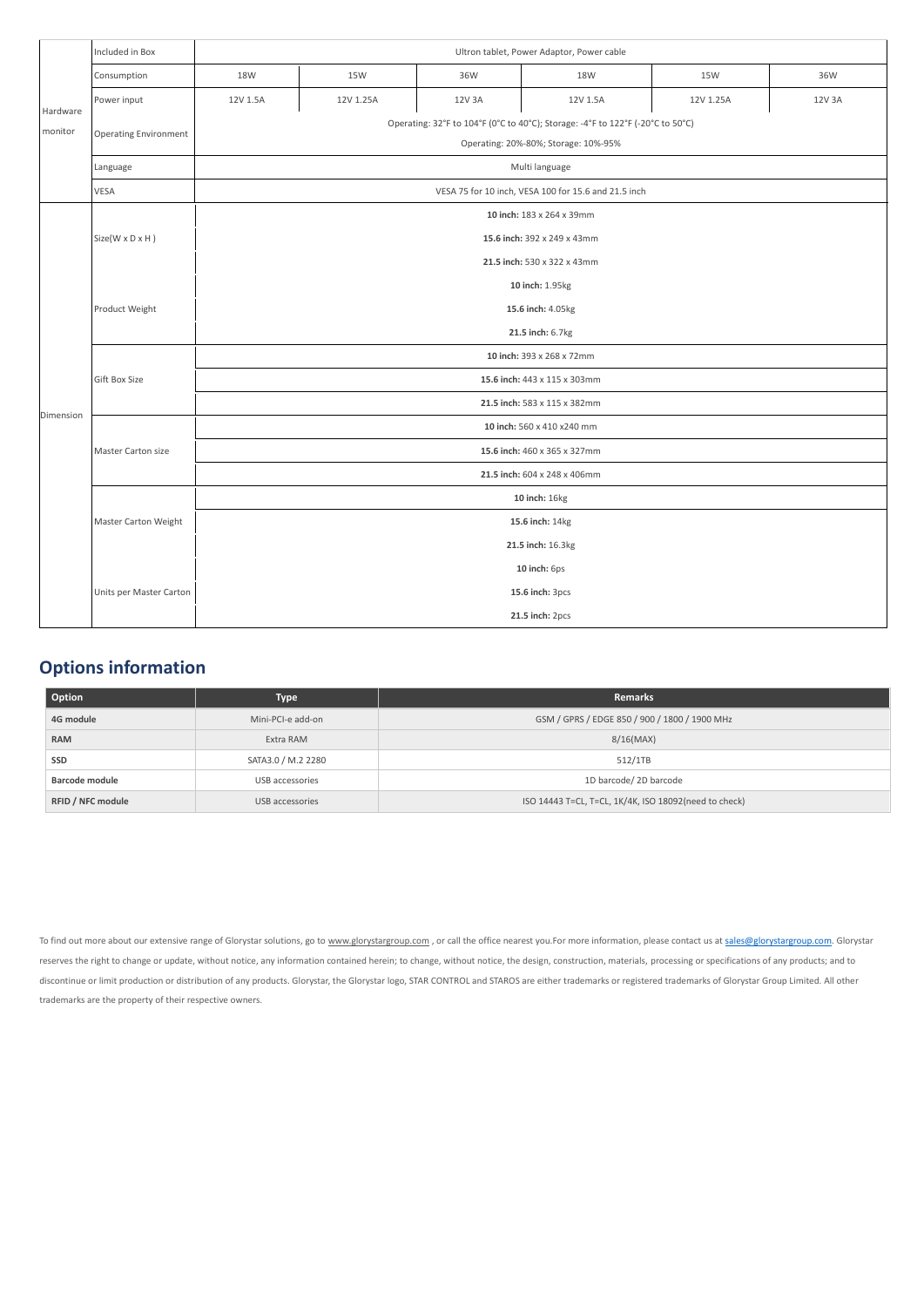| | | | | | | | |
|---|---|---|---|---|---|---|---|
| Hardware monitor | Included in Box | Ultron tablet, Power Adaptor, Power cable | | | | | |
| | Consumption | 18W | 15W | 36W | 18W | 15W | 36W |
| | Power input | 12V 1.5A | 12V 1.25A | 12V 3A | 12V 1.5A | 12V 1.25A | 12V 3A |
| | Operating Environment | Operating: 32°F to 104°F (0°C to 40°C); Storage: -4°F to 122°F (-20°C to 50°C)<br>Operating: 20%-80%; Storage: 10%-95% | | | | | |
| | Language | Multi language | | | | | |
| | VESA | VESA 75 for 10 inch, VESA 100 for 15.6 and 21.5 inch | | | | | |
| Dimension | Size(W x D x H ) | **10 inch:** 183 x 264 x 39mm | | | | | |
| | | **15.6 inch:** 392 x 249 x 43mm | | | | | |
| | | **21.5 inch:** 530 x 322 x 43mm | | | | | |
| | Product Weight | **10 inch:** 1.95kg | | | | | |
| | | **15.6 inch:** 4.05kg | | | | | |
| | | **21.5 inch:** 6.7kg | | | | | |
| | Gift Box Size | **10 inch:** 393 x 268 x 72mm | | | | | |
| | | **15.6 inch:** 443 x 115 x 303mm | | | | | |
| | | **21.5 inch:** 583 x 115 x 382mm | | | | | |
| | Master Carton size | **10 inch:** 560 x 410 x240 mm | | | | | |
| | | **15.6 inch:** 460 x 365 x 327mm | | | | | |
| | | **21.5 inch:** 604 x 248 x 406mm | | | | | |
| | Master Carton Weight | **10 inch:** 16kg | | | | | |
| | | **15.6 inch:** 14kg | | | | | |
| | | **21.5 inch:** 16.3kg | | | | | |
| | Units per Master Carton | **10 inch:** 6ps | | | | | |
| | | **15.6 inch:** 3pcs | | | | | |
| | | **21.5 inch:** 2pcs | | | | | |

## Options information

| Option | Type | Remarks |
|---|---|---|
| **4G module** | Mini-PCI-e add-on | GSM / GPRS / EDGE 850 / 900 / 1800 / 1900 MHz |
| **RAM** | Extra RAM | 8/16(MAX) |
| **SSD** | SATA3.0 / M.2 2280 | 512/1TB |
| **Barcode module** | USB accessories | 1D barcode/ 2D barcode |
| **RFID / NFC module** | USB accessories | ISO 14443 T=CL, T=CL, 1K/4K, ISO 18092(need to check) |

To find out more about our extensive range of Glorystar solutions, go to www.glorystargroup.com , or call the office nearest you.For more information, please contact us at sales@glorystargroup.com. Glorystar reserves the right to change or update, without notice, any information contained herein; to change, without notice, the design, construction, materials, processing or specifications of any products; and to discontinue or limit production or distribution of any products. Glorystar, the Glorystar logo, STAR CONTROL and STAROS are either trademarks or registered trademarks of Glorystar Group Limited. All other trademarks are the property of their respective owners.